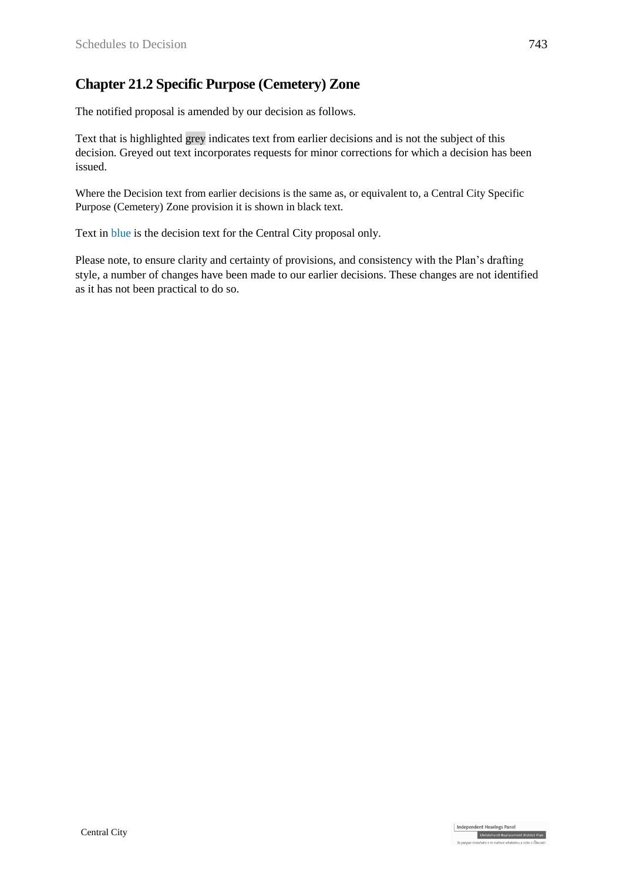## Chapter 21.2 Specific Purpose (Cemetery) Zone

The notified proposal is amended by our decision as follows.

Text that is highlighted grey indicates text from earlier decisions and is not the subject of this decision. Greyed out text incorporates requests for minor corrections for which a decision has been issued.

Where the Decision text from earlier decisions is the same as, or equivalent to, a Central City Specific Purpose (Cemetery) Zone provision it is shown in black text.

Text in blue is the decision text for the Central City proposal only.

Please note, to ensure clarity and certainty of provisions, and consistency with the Plan's drafting style, a number of changes have been made to our earlier decisions. These changes are not identified as it has not been practical to do so.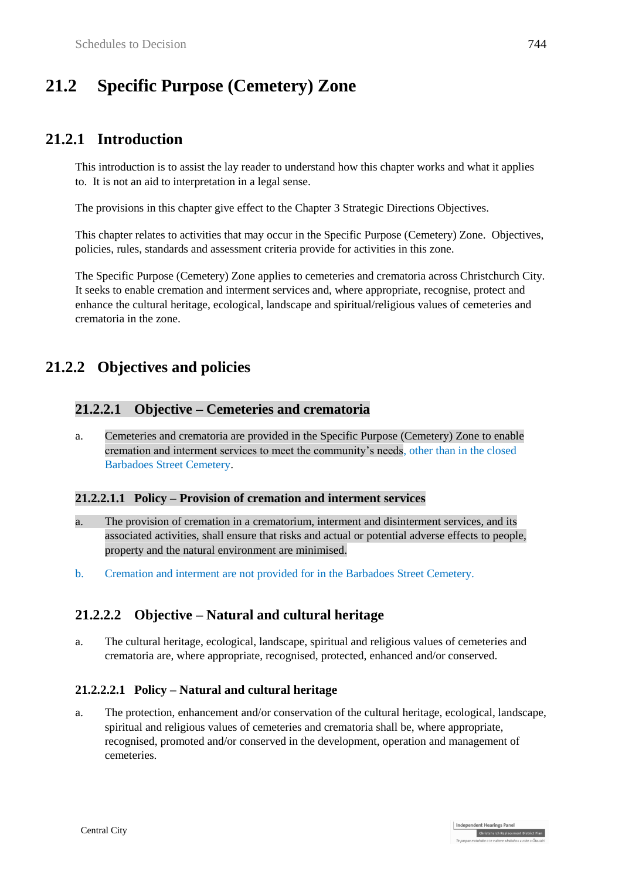# 21.2 Specific Purpose (Cemetery) Zone

## 21.2.1 Introduction

This introduction is to assist the lay reader to understand how this chapter works and what it applies to. It is not an aid to interpretation in a legal sense.

The provisions in this chapter give effect to the Chapter 3 Strategic Directions Objectives.

This chapter relates to activities that may occur in the Specific Purpose (Cemetery) Zone. Objectives, policies, rules, standards and assessment criteria provide for activities in this zone.

The Specific Purpose (Cemetery) Zone applies to cemeteries and crematoria across Christchurch City. It seeks to enable cremation and interment services and, where appropriate, recognise, protect and enhance the cultural heritage, ecological, landscape and spiritual/religious values of cemeteries and crematoria in the zone.

## 21.2.2 Objectives and policies

### 21.2.2.1 Objective – Cemeteries and crematoria

a. Cemeteries and crematoria are provided in the Specific Purpose (Cemetery) Zone to enable cremation and interment services to meet the community's needs, other than in the closed Barbadoes Street Cemetery.

#### 21.2.2.1.1 Policy – Provision of cremation and interment services

a. The provision of cremation in a crematorium, interment and disinterment services, and its associated activities, shall ensure that risks and actual or potential adverse effects to people, property and the natural environment are minimised.

b. Cremation and interment are not provided for in the Barbadoes Street Cemetery.

### 21.2.2.2 Objective – Natural and cultural heritage

a. The cultural heritage, ecological, landscape, spiritual and religious values of cemeteries and crematoria are, where appropriate, recognised, protected, enhanced and/or conserved.

#### 21.2.2.2.1 Policy – Natural and cultural heritage

a. The protection, enhancement and/or conservation of the cultural heritage, ecological, landscape, spiritual and religious values of cemeteries and crematoria shall be, where appropriate, recognised, promoted and/or conserved in the development, operation and management of cemeteries.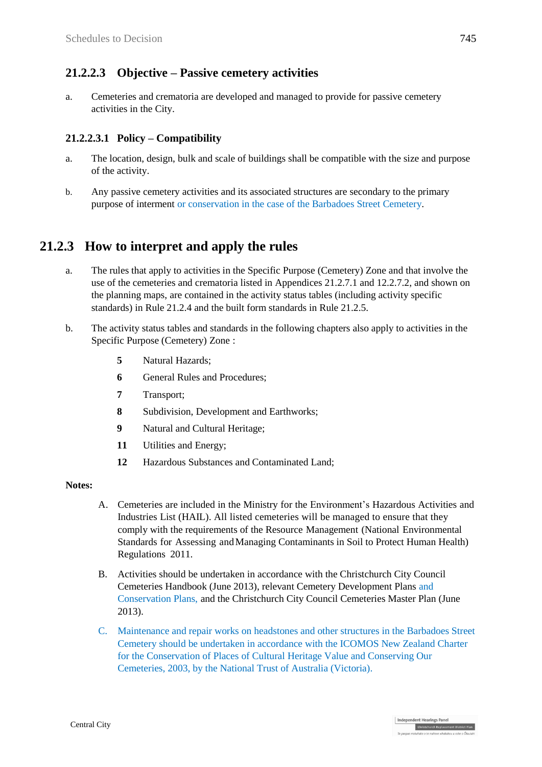### 21.2.2.3 Objective – Passive cemetery activities

a. Cemeteries and crematoria are developed and managed to provide for passive cemetery activities in the City.

#### 21.2.2.3.1 Policy – Compatibility

a. The location, design, bulk and scale of buildings shall be compatible with the size and purpose of the activity.

b. Any passive cemetery activities and its associated structures are secondary to the primary purpose of interment or conservation in the case of the Barbadoes Street Cemetery.

## 21.2.3 How to interpret and apply the rules

a. The rules that apply to activities in the Specific Purpose (Cemetery) Zone and that involve the use of the cemeteries and crematoria listed in Appendices 21.2.7.1 and 12.2.7.2, and shown on the planning maps, are contained in the activity status tables (including activity specific standards) in Rule 21.2.4 and the built form standards in Rule 21.2.5.

b. The activity status tables and standards in the following chapters also apply to activities in the Specific Purpose (Cemetery) Zone :

- **5** Natural Hazards;
- **6** General Rules and Procedures;
- **7** Transport;
- **8** Subdivision, Development and Earthworks;
- **9** Natural and Cultural Heritage;
- **11** Utilities and Energy;
- **12** Hazardous Substances and Contaminated Land;

**Notes:**

A. Cemeteries are included in the Ministry for the Environment's Hazardous Activities and Industries List (HAIL). All listed cemeteries will be managed to ensure that they comply with the requirements of the Resource Management (National Environmental Standards for Assessing and Managing Contaminants in Soil to Protect Human Health) Regulations 2011.

B. Activities should be undertaken in accordance with the Christchurch City Council Cemeteries Handbook (June 2013), relevant Cemetery Development Plans and Conservation Plans, and the Christchurch City Council Cemeteries Master Plan (June 2013).

C. Maintenance and repair works on headstones and other structures in the Barbadoes Street Cemetery should be undertaken in accordance with the ICOMOS New Zealand Charter for the Conservation of Places of Cultural Heritage Value and Conserving Our Cemeteries, 2003, by the National Trust of Australia (Victoria).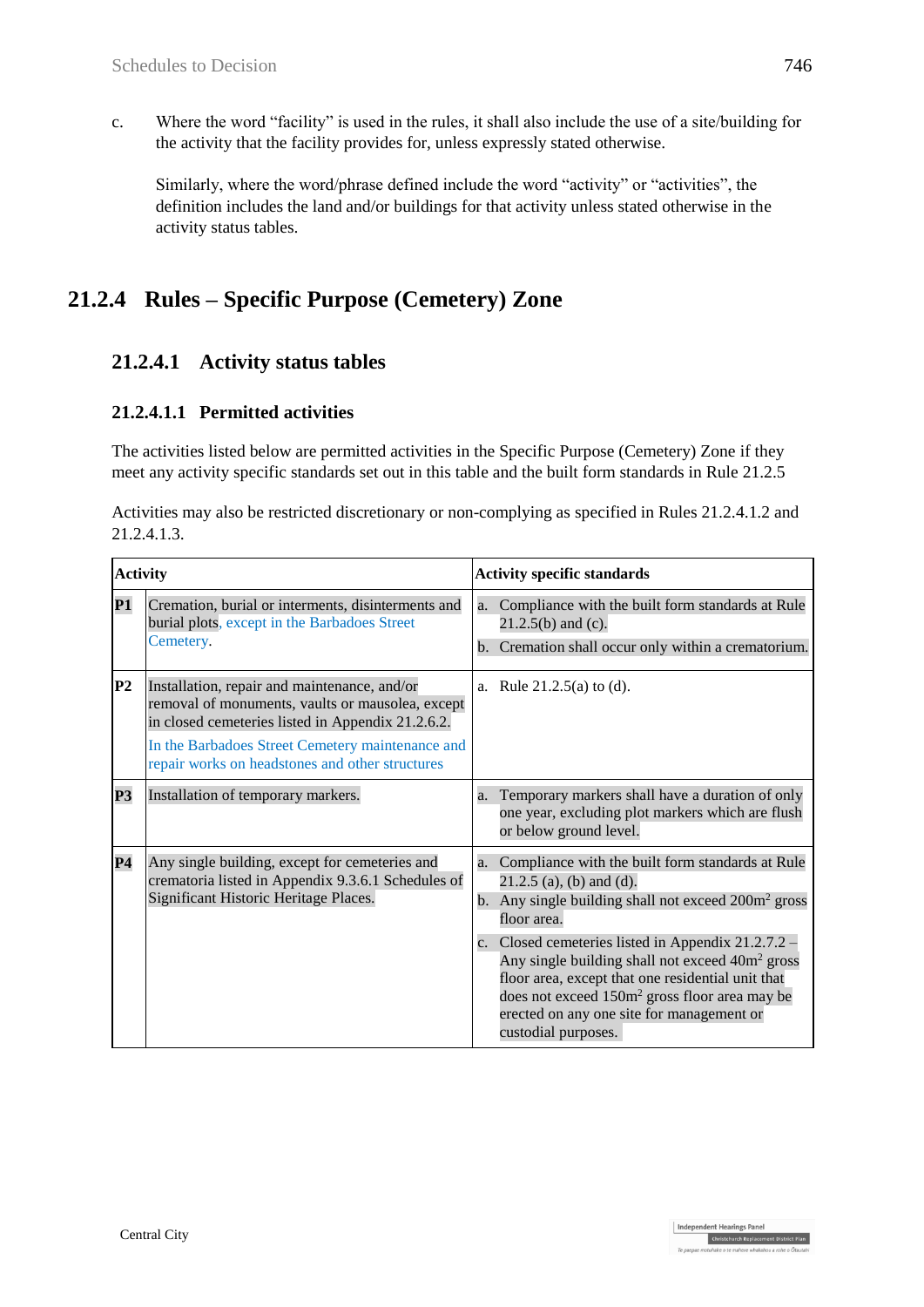c. Where the word "facility" is used in the rules, it shall also include the use of a site/building for the activity that the facility provides for, unless expressly stated otherwise.

Similarly, where the word/phrase defined include the word "activity" or "activities", the definition includes the land and/or buildings for that activity unless stated otherwise in the activity status tables.

## 21.2.4 Rules – Specific Purpose (Cemetery) Zone

### 21.2.4.1 Activity status tables

#### 21.2.4.1.1 Permitted activities

The activities listed below are permitted activities in the Specific Purpose (Cemetery) Zone if they meet any activity specific standards set out in this table and the built form standards in Rule 21.2.5

Activities may also be restricted discretionary or non-complying as specified in Rules 21.2.4.1.2 and 21.2.4.1.3.

| Activity | | Activity specific standards |
|---|---|---|
| **P1** | Cremation, burial or interments, disinterments and burial plots, except in the Barbadoes Street Cemetery. | a. Compliance with the built form standards at Rule 21.2.5(b) and (c).<br>b. Cremation shall occur only within a crematorium. |
| **P2** | Installation, repair and maintenance, and/or removal of monuments, vaults or mausolea, except in closed cemeteries listed in Appendix 21.2.6.2.<br>In the Barbadoes Street Cemetery maintenance and repair works on headstones and other structures | a. Rule 21.2.5(a) to (d). |
| **P3** | Installation of temporary markers. | a. Temporary markers shall have a duration of only one year, excluding plot markers which are flush or below ground level. |
| **P4** | Any single building, except for cemeteries and crematoria listed in Appendix 9.3.6.1 Schedules of Significant Historic Heritage Places. | a. Compliance with the built form standards at Rule 21.2.5 (a), (b) and (d).<br>b. Any single building shall not exceed 200m$^2$ gross floor area.<br>c. Closed cemeteries listed in Appendix 21.2.7.2 – Any single building shall not exceed 40m$^2$ gross floor area, except that one residential unit that does not exceed 150m$^2$ gross floor area may be erected on any one site for management or custodial purposes. |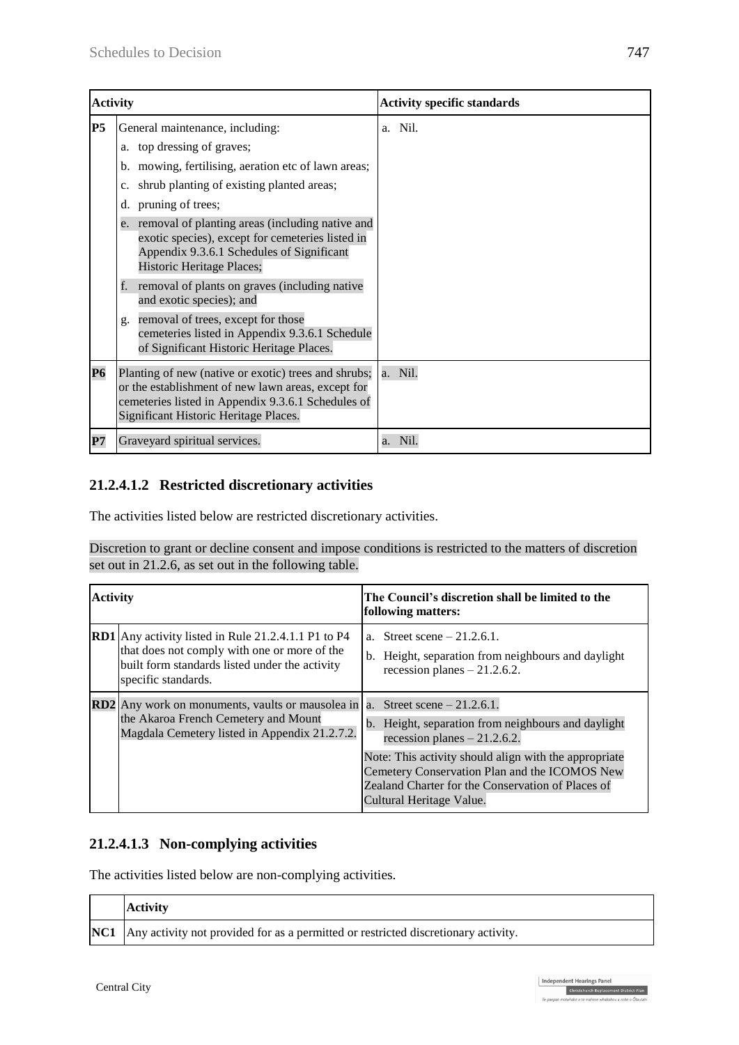| Activity | | Activity specific standards |
|---|---|---|
| **P5** | General maintenance, including:<br>a. top dressing of graves;<br>b. mowing, fertilising, aeration etc of lawn areas;<br>c. shrub planting of existing planted areas;<br>d. pruning of trees;<br>e. removal of planting areas (including native and exotic species), except for cemeteries listed in Appendix 9.3.6.1 Schedules of Significant Historic Heritage Places;<br>f. removal of plants on graves (including native and exotic species); and<br>g. removal of trees, except for those cemeteries listed in Appendix 9.3.6.1 Schedule of Significant Historic Heritage Places. | a. Nil. |
| **P6** | Planting of new (native or exotic) trees and shrubs; or the establishment of new lawn areas, except for cemeteries listed in Appendix 9.3.6.1 Schedules of Significant Historic Heritage Places. | a. Nil. |
| **P7** | Graveyard spiritual services. | a. Nil. |

### 21.2.4.1.2 Restricted discretionary activities

The activities listed below are restricted discretionary activities.

Discretion to grant or decline consent and impose conditions is restricted to the matters of discretion set out in 21.2.6, as set out in the following table.

| Activity | | The Council's discretion shall be limited to the following matters: |
|---|---|---|
| **RD1** | Any activity listed in Rule 21.2.4.1.1 P1 to P4 that does not comply with one or more of the built form standards listed under the activity specific standards. | a. Street scene – 21.2.6.1.<br>b. Height, separation from neighbours and daylight recession planes – 21.2.6.2. |
| **RD2** | Any work on monuments, vaults or mausolea in the Akaroa French Cemetery and Mount Magdala Cemetery listed in Appendix 21.2.7.2. | a. Street scene – 21.2.6.1.<br>b. Height, separation from neighbours and daylight recession planes – 21.2.6.2.<br>Note: This activity should align with the appropriate Cemetery Conservation Plan and the ICOMOS New Zealand Charter for the Conservation of Places of Cultural Heritage Value. |

### 21.2.4.1.3 Non-complying activities

The activities listed below are non-complying activities.

| | Activity |
|---|---|
| **NC1** | Any activity not provided for as a permitted or restricted discretionary activity. |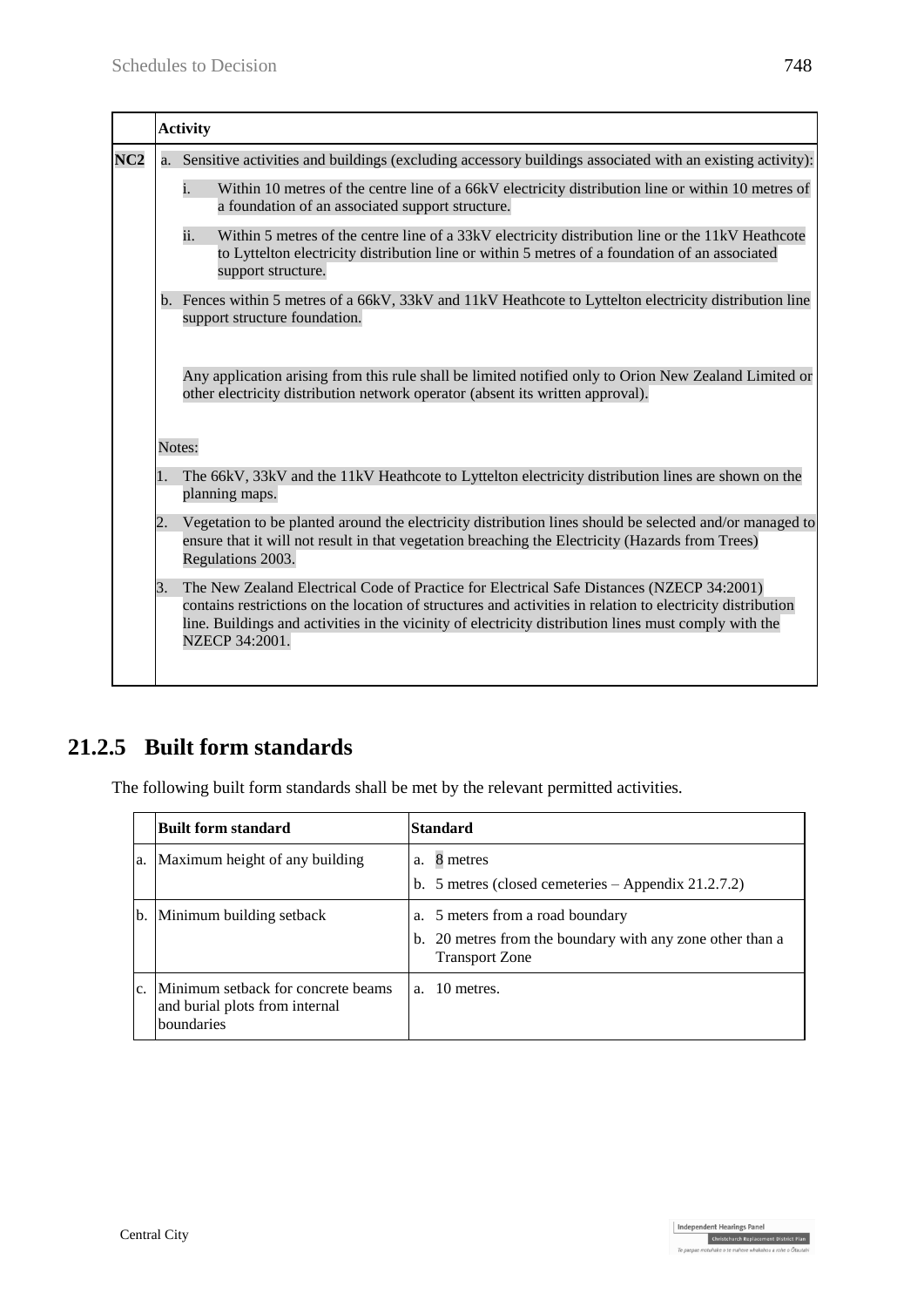| | Activity |
|---|---|
| NC2 | a. Sensitive activities and buildings (excluding accessory buildings associated with an existing activity):<br>i. Within 10 metres of the centre line of a 66kV electricity distribution line or within 10 metres of a foundation of an associated support structure.<br>ii. Within 5 metres of the centre line of a 33kV electricity distribution line or the 11kV Heathcote to Lyttelton electricity distribution line or within 5 metres of a foundation of an associated support structure.<br>b. Fences within 5 metres of a 66kV, 33kV and 11kV Heathcote to Lyttelton electricity distribution line support structure foundation.<br><br>Any application arising from this rule shall be limited notified only to Orion New Zealand Limited or other electricity distribution network operator (absent its written approval).<br><br>Notes:<br>1. The 66kV, 33kV and the 11kV Heathcote to Lyttelton electricity distribution lines are shown on the planning maps.<br>2. Vegetation to be planted around the electricity distribution lines should be selected and/or managed to ensure that it will not result in that vegetation breaching the Electricity (Hazards from Trees) Regulations 2003.<br>3. The New Zealand Electrical Code of Practice for Electrical Safe Distances (NZECP 34:2001) contains restrictions on the location of structures and activities in relation to electricity distribution line. Buildings and activities in the vicinity of electricity distribution lines must comply with the NZECP 34:2001. |

## 21.2.5 Built form standards

The following built form standards shall be met by the relevant permitted activities.

| | Built form standard | Standard |
|---|---|---|
| a. | Maximum height of any building | a. 8 metres<br>b. 5 metres (closed cemeteries – Appendix 21.2.7.2) |
| b. | Minimum building setback | a. 5 meters from a road boundary<br>b. 20 metres from the boundary with any zone other than a Transport Zone |
| c. | Minimum setback for concrete beams and burial plots from internal boundaries | a. 10 metres. |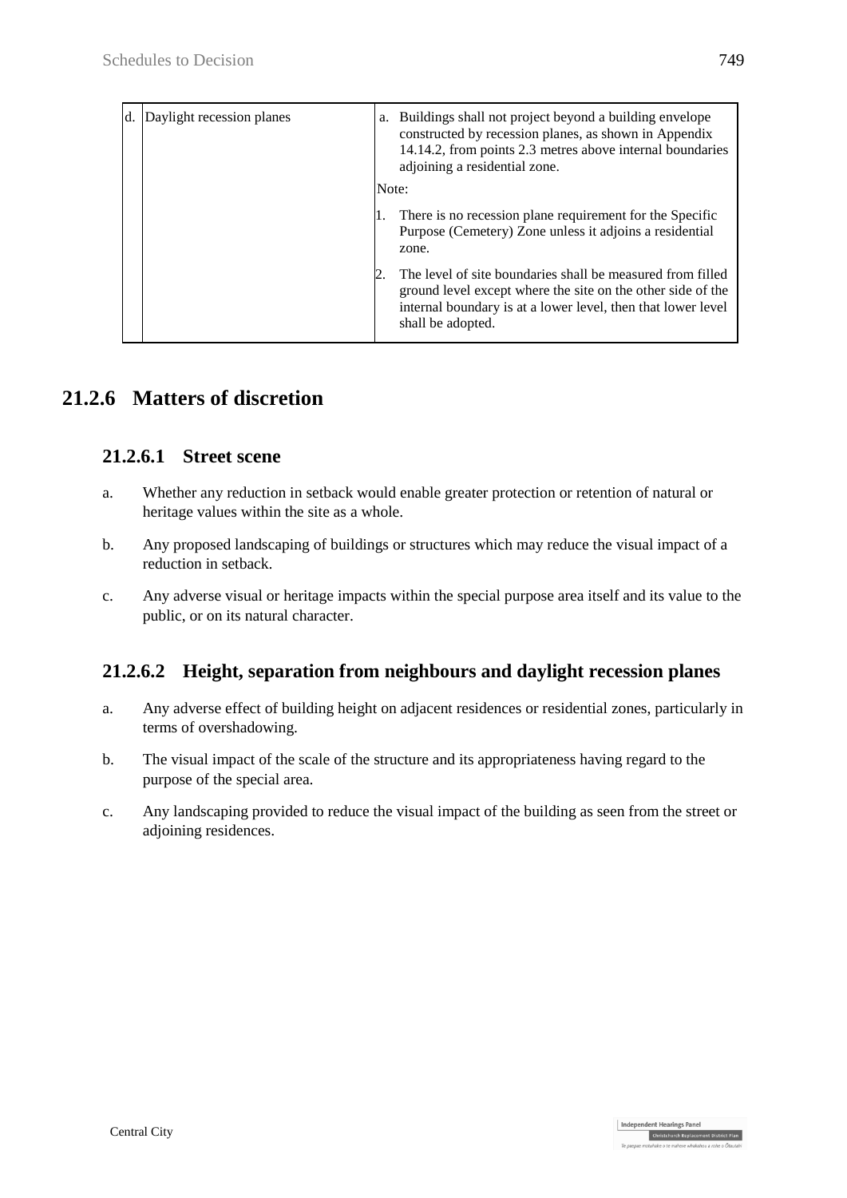| d. | Daylight recession planes | a. Buildings shall not project beyond a building envelope constructed by recession planes, as shown in Appendix 14.14.2, from points 2.3 metres above internal boundaries adjoining a residential zone.<br><br>Note:<br><br>1. There is no recession plane requirement for the Specific Purpose (Cemetery) Zone unless it adjoins a residential zone.<br><br>2. The level of site boundaries shall be measured from filled ground level except where the site on the other side of the internal boundary is at a lower level, then that lower level shall be adopted. |
|---|---|---|

## 21.2.6 Matters of discretion

### 21.2.6.1 Street scene

a. Whether any reduction in setback would enable greater protection or retention of natural or heritage values within the site as a whole.

b. Any proposed landscaping of buildings or structures which may reduce the visual impact of a reduction in setback.

c. Any adverse visual or heritage impacts within the special purpose area itself and its value to the public, or on its natural character.

### 21.2.6.2 Height, separation from neighbours and daylight recession planes

a. Any adverse effect of building height on adjacent residences or residential zones, particularly in terms of overshadowing.

b. The visual impact of the scale of the structure and its appropriateness having regard to the purpose of the special area.

c. Any landscaping provided to reduce the visual impact of the building as seen from the street or adjoining residences.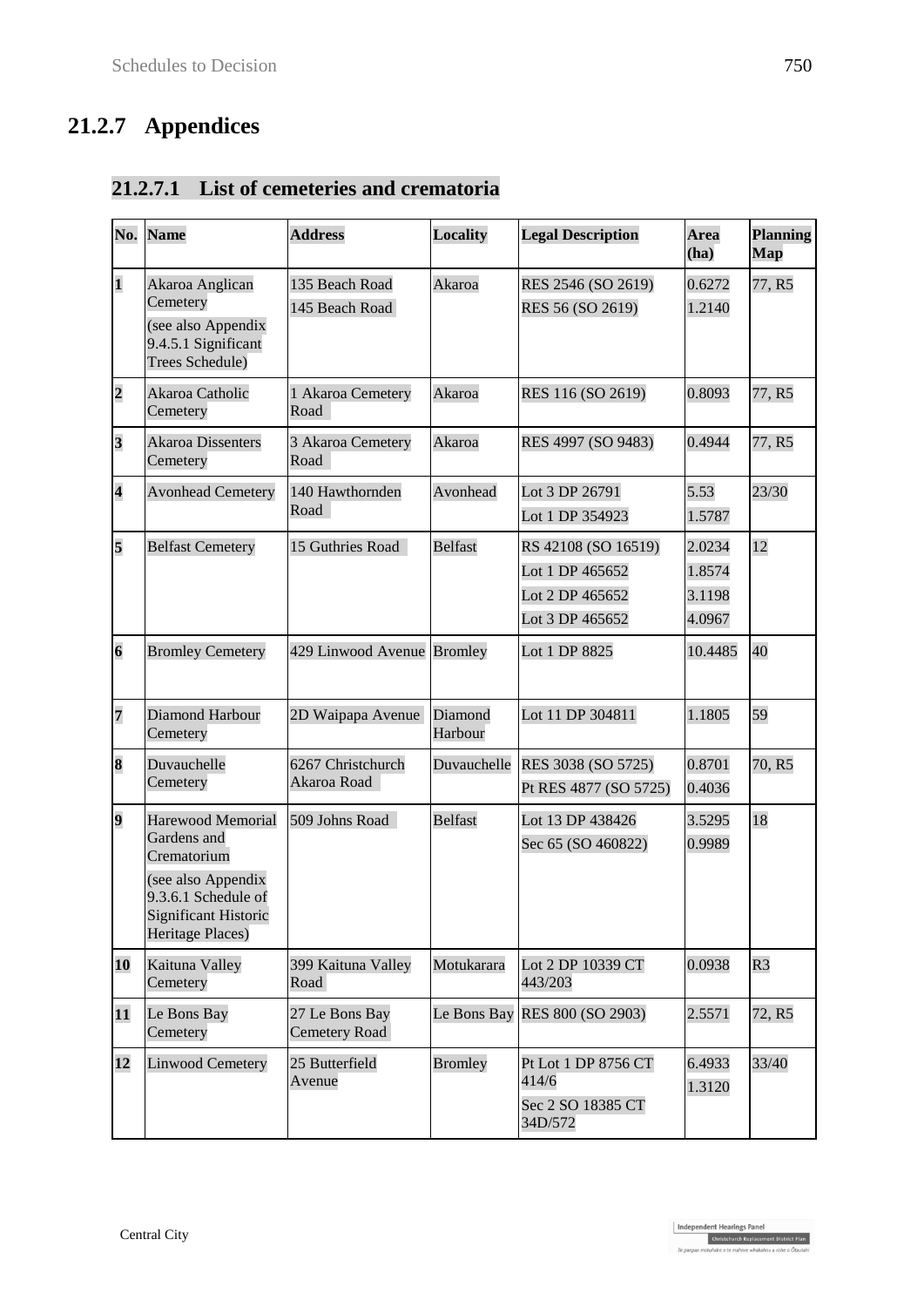## 21.2.7 Appendices

### 21.2.7.1 List of cemeteries and crematoria

| No. | Name | Address | Locality | Legal Description | Area (ha) | Planning Map |
|---|---|---|---|---|---|---|
| 1 | Akaroa Anglican Cemetery (see also Appendix 9.4.5.1 Significant Trees Schedule) | 135 Beach Road<br>145 Beach Road | Akaroa | RES 2546 (SO 2619)<br>RES 56 (SO 2619) | 0.6272<br>1.2140 | 77, R5 |
| 2 | Akaroa Catholic Cemetery | 1 Akaroa Cemetery Road | Akaroa | RES 116 (SO 2619) | 0.8093 | 77, R5 |
| 3 | Akaroa Dissenters Cemetery | 3 Akaroa Cemetery Road | Akaroa | RES 4997 (SO 9483) | 0.4944 | 77, R5 |
| 4 | Avonhead Cemetery | 140 Hawthornden Road | Avonhead | Lot 3 DP 26791<br>Lot 1 DP 354923 | 5.53<br>1.5787 | 23/30 |
| 5 | Belfast Cemetery | 15 Guthries Road | Belfast | RS 42108 (SO 16519)<br>Lot 1 DP 465652<br>Lot 2 DP 465652<br>Lot 3 DP 465652 | 2.0234<br>1.8574<br>3.1198<br>4.0967 | 12 |
| 6 | Bromley Cemetery | 429 Linwood Avenue | Bromley | Lot 1 DP 8825 | 10.4485 | 40 |
| 7 | Diamond Harbour Cemetery | 2D Waipapa Avenue | Diamond Harbour | Lot 11 DP 304811 | 1.1805 | 59 |
| 8 | Duvauchelle Cemetery | 6267 Christchurch Akaroa Road | Duvauchelle | RES 3038 (SO 5725)<br>Pt RES 4877 (SO 5725) | 0.8701<br>0.4036 | 70, R5 |
| 9 | Harewood Memorial Gardens and Crematorium (see also Appendix 9.3.6.1 Schedule of Significant Historic Heritage Places) | 509 Johns Road | Belfast | Lot 13 DP 438426<br>Sec 65 (SO 460822) | 3.5295<br>0.9989 | 18 |
| 10 | Kaituna Valley Cemetery | 399 Kaituna Valley Road | Motukarara | Lot 2 DP 10339 CT 443/203 | 0.0938 | R3 |
| 11 | Le Bons Bay Cemetery | 27 Le Bons Bay Cemetery Road | Le Bons Bay | RES 800 (SO 2903) | 2.5571 | 72, R5 |
| 12 | Linwood Cemetery | 25 Butterfield Avenue | Bromley | Pt Lot 1 DP 8756 CT 414/6<br>Sec 2 SO 18385 CT 34D/572 | 6.4933<br>1.3120 | 33/40 |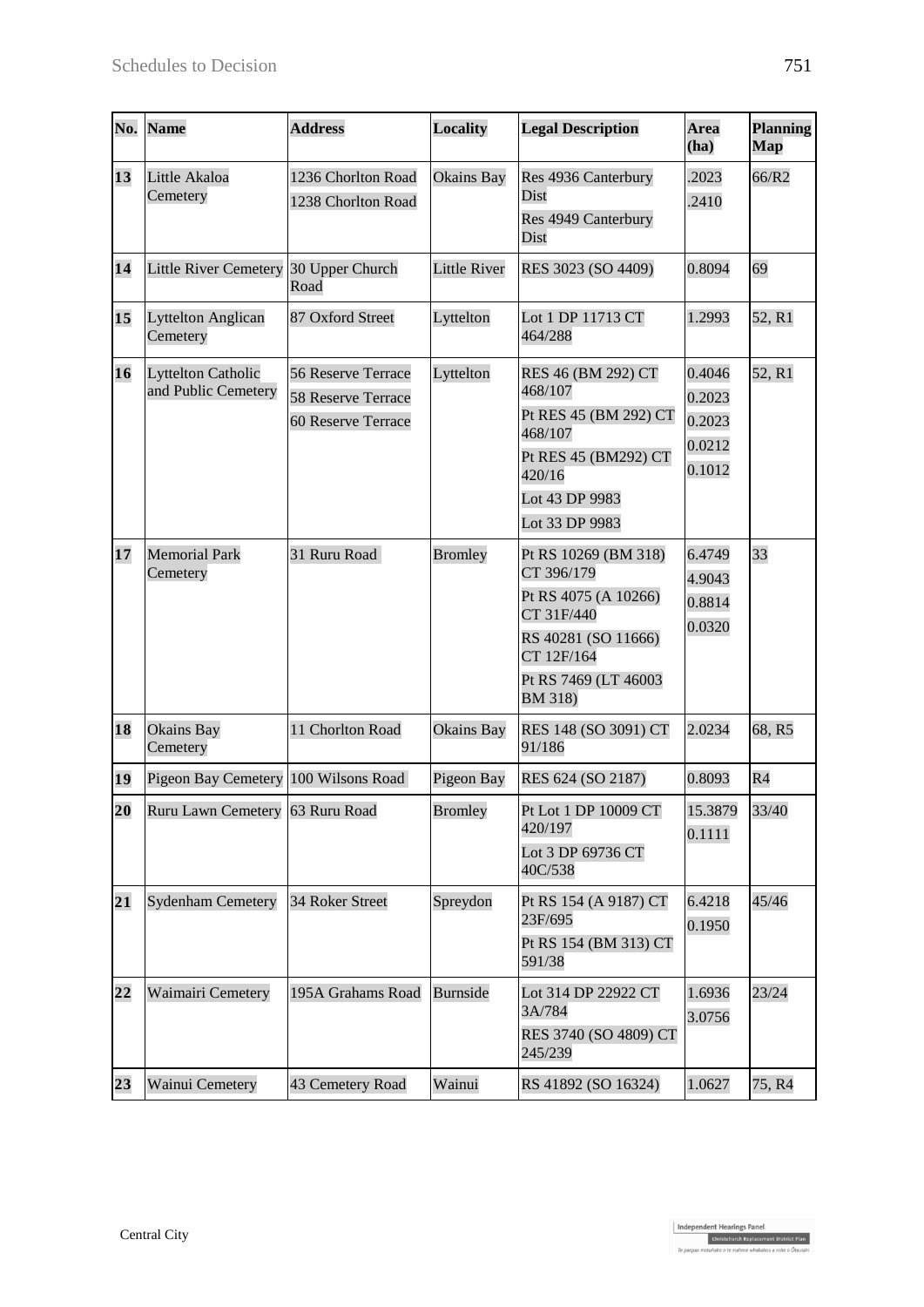| No. | Name | Address | Locality | Legal Description | Area (ha) | Planning Map |
|---|---|---|---|---|---|---|
| **13** | Little Akaloa Cemetery | 1236 Chorlton Road<br>1238 Chorlton Road | Okains Bay | Res 4936 Canterbury Dist<br>Res 4949 Canterbury Dist | .2023<br>.2410 | 66/R2 |
| **14** | Little River Cemetery | 30 Upper Church Road | Little River | RES 3023 (SO 4409) | 0.8094 | 69 |
| **15** | Lyttelton Anglican Cemetery | 87 Oxford Street | Lyttelton | Lot 1 DP 11713 CT 464/288 | 1.2993 | 52, R1 |
| **16** | Lyttelton Catholic and Public Cemetery | 56 Reserve Terrace<br>58 Reserve Terrace<br>60 Reserve Terrace | Lyttelton | RES 46 (BM 292) CT 468/107<br>Pt RES 45 (BM 292) CT 468/107<br>Pt RES 45 (BM292) CT 420/16<br>Lot 43 DP 9983<br>Lot 33 DP 9983 | 0.4046<br>0.2023<br>0.2023<br>0.0212<br>0.1012 | 52, R1 |
| **17** | Memorial Park Cemetery | 31 Ruru Road | Bromley | Pt RS 10269 (BM 318) CT 396/179<br>Pt RS 4075 (A 10266) CT 31F/440<br>RS 40281 (SO 11666) CT 12F/164<br>Pt RS 7469 (LT 46003 BM 318) | 6.4749<br>4.9043<br>0.8814<br>0.0320 | 33 |
| **18** | Okains Bay Cemetery | 11 Chorlton Road | Okains Bay | RES 148 (SO 3091) CT 91/186 | 2.0234 | 68, R5 |
| **19** | Pigeon Bay Cemetery | 100 Wilsons Road | Pigeon Bay | RES 624 (SO 2187) | 0.8093 | R4 |
| **20** | Ruru Lawn Cemetery | 63 Ruru Road | Bromley | Pt Lot 1 DP 10009 CT 420/197<br>Lot 3 DP 69736 CT 40C/538 | 15.3879<br>0.1111 | 33/40 |
| **21** | Sydenham Cemetery | 34 Roker Street | Spreydon | Pt RS 154 (A 9187) CT 23F/695<br>Pt RS 154 (BM 313) CT 591/38 | 6.4218<br>0.1950 | 45/46 |
| **22** | Waimairi Cemetery | 195A Grahams Road | Burnside | Lot 314 DP 22922 CT 3A/784<br>RES 3740 (SO 4809) CT 245/239 | 1.6936<br>3.0756 | 23/24 |
| **23** | Wainui Cemetery | 43 Cemetery Road | Wainui | RS 41892 (SO 16324) | 1.0627 | 75, R4 |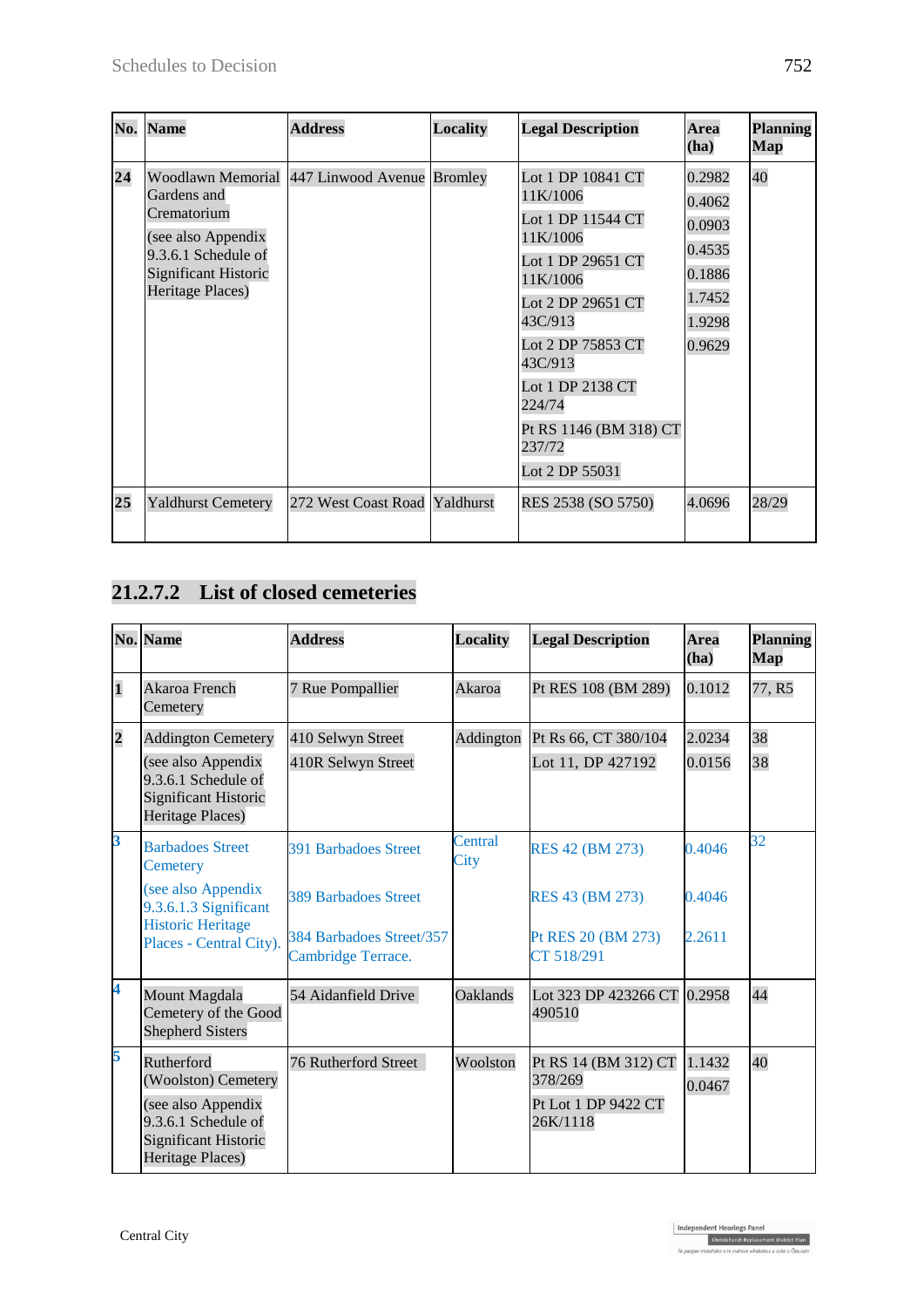| No. | Name | Address | Locality | Legal Description | Area (ha) | Planning Map |
|---|---|---|---|---|---|---|
| 24 | Woodlawn Memorial Gardens and Crematorium (see also Appendix 9.3.6.1 Schedule of Significant Historic Heritage Places) | 447 Linwood Avenue | Bromley | Lot 1 DP 10841 CT 11K/1006<br>Lot 1 DP 11544 CT 11K/1006<br>Lot 1 DP 29651 CT 11K/1006<br>Lot 2 DP 29651 CT 43C/913<br>Lot 2 DP 75853 CT 43C/913<br>Lot 1 DP 2138 CT 224/74<br>Pt RS 1146 (BM 318) CT 237/72<br>Lot 2 DP 55031 | 0.2982<br>0.4062<br>0.0903<br>0.4535<br>0.1886<br>1.7452<br>1.9298<br>0.9629 | 40 |
| 25 | Yaldhurst Cemetery | 272 West Coast Road | Yaldhurst | RES 2538 (SO 5750) | 4.0696 | 28/29 |

## 21.2.7.2 List of closed cemeteries

| No. | Name | Address | Locality | Legal Description | Area (ha) | Planning Map |
|---|---|---|---|---|---|---|
| 1 | Akaroa French Cemetery | 7 Rue Pompallier | Akaroa | Pt RES 108 (BM 289) | 0.1012 | 77, R5 |
| 2 | Addington Cemetery (see also Appendix 9.3.6.1 Schedule of Significant Historic Heritage Places) | 410 Selwyn Street<br>410R Selwyn Street | Addington | Pt Rs 66, CT 380/104<br>Lot 11, DP 427192 | 2.0234<br>0.0156 | 38<br>38 |
| 3 | Barbadoes Street Cemetery (see also Appendix 9.3.6.1.3 Significant Historic Heritage Places - Central City). | 391 Barbadoes Street<br>389 Barbadoes Street<br>384 Barbadoes Street/357 Cambridge Terrace. | Central City | RES 42 (BM 273)<br>RES 43 (BM 273)<br>Pt RES 20 (BM 273) CT 518/291 | 0.4046<br>0.4046<br>2.2611 | 32 |
| 4 | Mount Magdala Cemetery of the Good Shepherd Sisters | 54 Aidanfield Drive | Oaklands | Lot 323 DP 423266 CT 490510 | 0.2958 | 44 |
| 5 | Rutherford (Woolston) Cemetery (see also Appendix 9.3.6.1 Schedule of Significant Historic Heritage Places) | 76 Rutherford Street | Woolston | Pt RS 14 (BM 312) CT 378/269<br>Pt Lot 1 DP 9422 CT 26K/1118 | 1.1432<br>0.0467 | 40 |